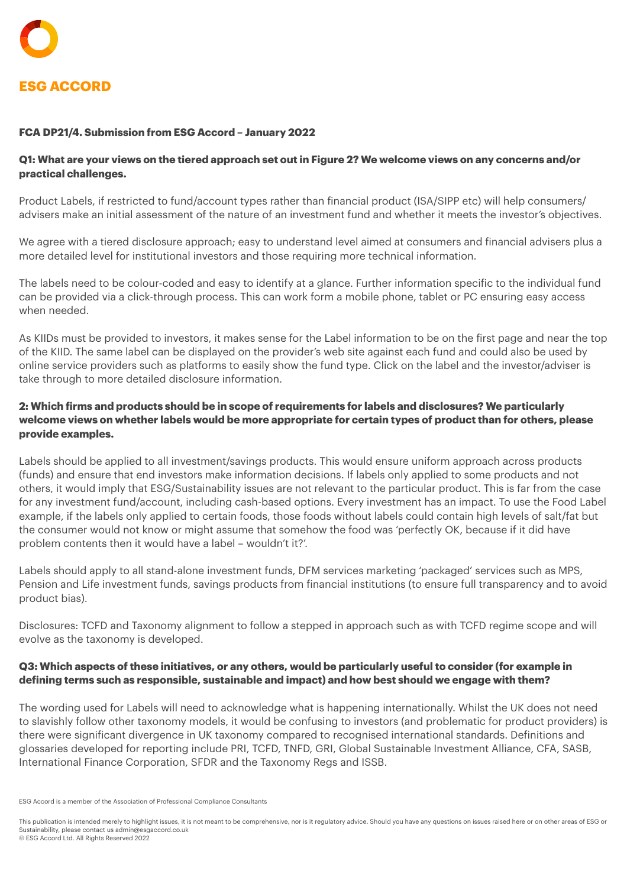# ESG ACCORD

**FCA DP21/4. Submission from ESG Accord – January 2022**

**Q1: What are your views on the tiered approach set out in Figure 2? We welcome views on any concerns and/or practical challenges.**

Product Labels, if restricted to fund/account types rather than financial product (ISA/SIPP etc) will help consumers/ advisers make an initial assessment of the nature of an investment fund and whether it meets the investor's objectives.

We agree with a tiered disclosure approach; easy to understand level aimed at consumers and financial advisers plus a more detailed level for institutional investors and those requiring more technical information.

The labels need to be colour-coded and easy to identify at a glance. Further information specific to the individual fund can be provided via a click-through process. This can work form a mobile phone, tablet or PC ensuring easy access when needed.

As KIIDs must be provided to investors, it makes sense for the Label information to be on the first page and near the top of the KIID. The same label can be displayed on the provider's web site against each fund and could also be used by online service providers such as platforms to easily show the fund type. Click on the label and the investor/adviser is take through to more detailed disclosure information.

**2: Which firms and products should be in scope of requirements for labels and disclosures? We particularly welcome views on whether labels would be more appropriate for certain types of product than for others, please provide examples.**

Labels should be applied to all investment/savings products. This would ensure uniform approach across products (funds) and ensure that end investors make information decisions. If labels only applied to some products and not others, it would imply that ESG/Sustainability issues are not relevant to the particular product. This is far from the case for any investment fund/account, including cash-based options. Every investment has an impact. To use the Food Label example, if the labels only applied to certain foods, those foods without labels could contain high levels of salt/fat but the consumer would not know or might assume that somehow the food was 'perfectly OK, because if it did have problem contents then it would have a label – wouldn't it?'.

Labels should apply to all stand-alone investment funds, DFM services marketing 'packaged' services such as MPS, Pension and Life investment funds, savings products from financial institutions (to ensure full transparency and to avoid product bias).

Disclosures: TCFD and Taxonomy alignment to follow a stepped in approach such as with TCFD regime scope and will evolve as the taxonomy is developed.

**Q3: Which aspects of these initiatives, or any others, would be particularly useful to consider (for example in defining terms such as responsible, sustainable and impact) and how best should we engage with them?**

The wording used for Labels will need to acknowledge what is happening internationally. Whilst the UK does not need to slavishly follow other taxonomy models, it would be confusing to investors (and problematic for product providers) is there were significant divergence in UK taxonomy compared to recognised international standards. Definitions and glossaries developed for reporting include PRI, TCFD, TNFD, GRI, Global Sustainable Investment Alliance, CFA, SASB, International Finance Corporation, SFDR and the Taxonomy Regs and ISSB.

ESG Accord is a member of the Association of Professional Compliance Consultants

This publication is intended merely to highlight issues, it is not meant to be comprehensive, nor is it regulatory advice. Should you have any questions on issues raised here or on other areas of ESG or Sustainability, please contact us admin@esgaccord.co.uk
© ESG Accord Ltd. All Rights Reserved 2022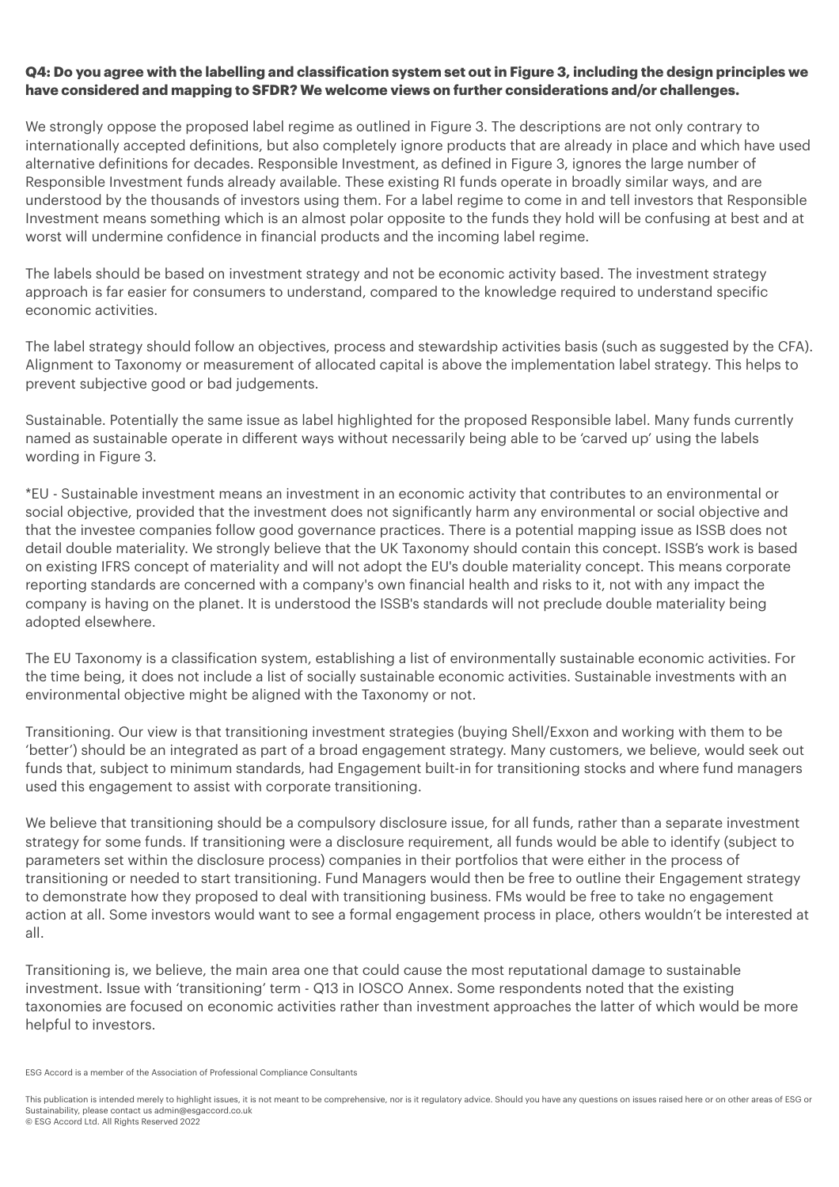**Q4: Do you agree with the labelling and classification system set out in Figure 3, including the design principles we have considered and mapping to SFDR? We welcome views on further considerations and/or challenges.**

We strongly oppose the proposed label regime as outlined in Figure 3. The descriptions are not only contrary to internationally accepted definitions, but also completely ignore products that are already in place and which have used alternative definitions for decades. Responsible Investment, as defined in Figure 3, ignores the large number of Responsible Investment funds already available. These existing RI funds operate in broadly similar ways, and are understood by the thousands of investors using them. For a label regime to come in and tell investors that Responsible Investment means something which is an almost polar opposite to the funds they hold will be confusing at best and at worst will undermine confidence in financial products and the incoming label regime.

The labels should be based on investment strategy and not be economic activity based. The investment strategy approach is far easier for consumers to understand, compared to the knowledge required to understand specific economic activities.

The label strategy should follow an objectives, process and stewardship activities basis (such as suggested by the CFA). Alignment to Taxonomy or measurement of allocated capital is above the implementation label strategy. This helps to prevent subjective good or bad judgements.

Sustainable. Potentially the same issue as label highlighted for the proposed Responsible label. Many funds currently named as sustainable operate in different ways without necessarily being able to be 'carved up' using the labels wording in Figure 3.

*EU - Sustainable investment means an investment in an economic activity that contributes to an environmental or social objective, provided that the investment does not significantly harm any environmental or social objective and that the investee companies follow good governance practices. There is a potential mapping issue as ISSB does not detail double materiality. We strongly believe that the UK Taxonomy should contain this concept. ISSB's work is based on existing IFRS concept of materiality and will not adopt the EU's double materiality concept. This means corporate reporting standards are concerned with a company's own financial health and risks to it, not with any impact the company is having on the planet. It is understood the ISSB's standards will not preclude double materiality being adopted elsewhere.

The EU Taxonomy is a classification system, establishing a list of environmentally sustainable economic activities. For the time being, it does not include a list of socially sustainable economic activities. Sustainable investments with an environmental objective might be aligned with the Taxonomy or not.

Transitioning. Our view is that transitioning investment strategies (buying Shell/Exxon and working with them to be 'better') should be an integrated as part of a broad engagement strategy. Many customers, we believe, would seek out funds that, subject to minimum standards, had Engagement built-in for transitioning stocks and where fund managers used this engagement to assist with corporate transitioning.

We believe that transitioning should be a compulsory disclosure issue, for all funds, rather than a separate investment strategy for some funds. If transitioning were a disclosure requirement, all funds would be able to identify (subject to parameters set within the disclosure process) companies in their portfolios that were either in the process of transitioning or needed to start transitioning. Fund Managers would then be free to outline their Engagement strategy to demonstrate how they proposed to deal with transitioning business. FMs would be free to take no engagement action at all. Some investors would want to see a formal engagement process in place, others wouldn't be interested at all.

Transitioning is, we believe, the main area one that could cause the most reputational damage to sustainable investment. Issue with 'transitioning' term - Q13 in IOSCO Annex. Some respondents noted that the existing taxonomies are focused on economic activities rather than investment approaches the latter of which would be more helpful to investors.

ESG Accord is a member of the Association of Professional Compliance Consultants

This publication is intended merely to highlight issues, it is not meant to be comprehensive, nor is it regulatory advice. Should you have any questions on issues raised here or on other areas of ESG or Sustainability, please contact us admin@esgaccord.co.uk
© ESG Accord Ltd. All Rights Reserved 2022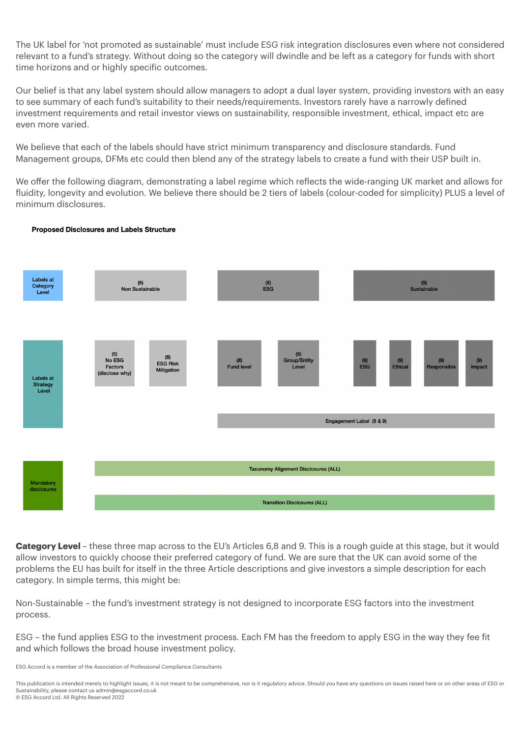The UK label for 'not promoted as sustainable' must include ESG risk integration disclosures even where not considered relevant to a fund's strategy. Without doing so the category will dwindle and be left as a category for funds with short time horizons and or highly specific outcomes.

Our belief is that any label system should allow managers to adopt a dual layer system, providing investors with an easy to see summary of each fund's suitability to their needs/requirements. Investors rarely have a narrowly defined investment requirements and retail investor views on sustainability, responsible investment, ethical, impact etc are even more varied.

We believe that each of the labels should have strict minimum transparency and disclosure standards. Fund Management groups, DFMs etc could then blend any of the strategy labels to create a fund with their USP built in.

We offer the following diagram, demonstrating a label regime which reflects the wide-ranging UK market and allows for fluidity, longevity and evolution. We believe there should be 2 tiers of labels (colour-coded for simplicity) PLUS a level of minimum disclosures.

**Proposed Disclosures and Labels Structure**

| | | | | | | | | |
|---|---|---|---|---|---|---|---|---|
| Labels at Category Level | (6) Non Sustainable | | (8) ESG | | (9) Sustainable | | | |
| Labels at Strategy Level | (6) No ESG Factors (disclose why) | (6) ESG Risk Mitigation | (8) Fund level | (8) Group/Entity Level | (9) ESG | (9) Ethical | (9) Responsible | (9) Impact |
| | | | Engagement Label (8 & 9) | | | | | |
| Mandatory disclosures | Taxonomy Alignment Disclosures (ALL) | | | | | | | |
| | Transition Disclosures (ALL) | | | | | | | |

**Category Level** – these three map across to the EU's Articles 6,8 and 9. This is a rough guide at this stage, but it would allow investors to quickly choose their preferred category of fund. We are sure that the UK can avoid some of the problems the EU has built for itself in the three Article descriptions and give investors a simple description for each category. In simple terms, this might be:

Non-Sustainable – the fund's investment strategy is not designed to incorporate ESG factors into the investment process.

ESG – the fund applies ESG to the investment process. Each FM has the freedom to apply ESG in the way they fee fit and which follows the broad house investment policy.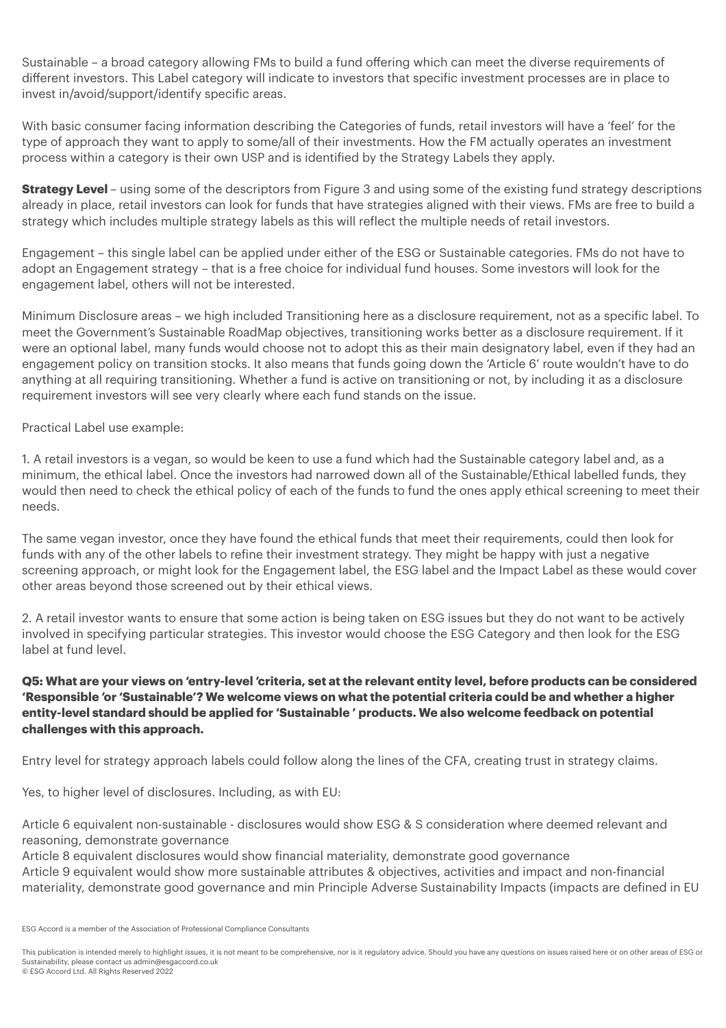Sustainable – a broad category allowing FMs to build a fund offering which can meet the diverse requirements of different investors. This Label category will indicate to investors that specific investment processes are in place to invest in/avoid/support/identify specific areas.

With basic consumer facing information describing the Categories of funds, retail investors will have a 'feel' for the type of approach they want to apply to some/all of their investments. How the FM actually operates an investment process within a category is their own USP and is identified by the Strategy Labels they apply.

**Strategy Level** – using some of the descriptors from Figure 3 and using some of the existing fund strategy descriptions already in place, retail investors can look for funds that have strategies aligned with their views. FMs are free to build a strategy which includes multiple strategy labels as this will reflect the multiple needs of retail investors.

Engagement – this single label can be applied under either of the ESG or Sustainable categories. FMs do not have to adopt an Engagement strategy – that is a free choice for individual fund houses. Some investors will look for the engagement label, others will not be interested.

Minimum Disclosure areas – we high included Transitioning here as a disclosure requirement, not as a specific label. To meet the Government's Sustainable RoadMap objectives, transitioning works better as a disclosure requirement. If it were an optional label, many funds would choose not to adopt this as their main designatory label, even if they had an engagement policy on transition stocks. It also means that funds going down the 'Article 6' route wouldn't have to do anything at all requiring transitioning. Whether a fund is active on transitioning or not, by including it as a disclosure requirement investors will see very clearly where each fund stands on the issue.

Practical Label use example:

1. A retail investors is a vegan, so would be keen to use a fund which had the Sustainable category label and, as a minimum, the ethical label. Once the investors had narrowed down all of the Sustainable/Ethical labelled funds, they would then need to check the ethical policy of each of the funds to fund the ones apply ethical screening to meet their needs.

The same vegan investor, once they have found the ethical funds that meet their requirements, could then look for funds with any of the other labels to refine their investment strategy. They might be happy with just a negative screening approach, or might look for the Engagement label, the ESG label and the Impact Label as these would cover other areas beyond those screened out by their ethical views.

2. A retail investor wants to ensure that some action is being taken on ESG issues but they do not want to be actively involved in specifying particular strategies. This investor would choose the ESG Category and then look for the ESG label at fund level.

**Q5: What are your views on 'entry-level 'criteria, set at the relevant entity level, before products can be considered 'Responsible 'or 'Sustainable'? We welcome views on what the potential criteria could be and whether a higher entity-level standard should be applied for 'Sustainable ' products. We also welcome feedback on potential challenges with this approach.**

Entry level for strategy approach labels could follow along the lines of the CFA, creating trust in strategy claims.

Yes, to higher level of disclosures. Including, as with EU:

Article 6 equivalent non-sustainable - disclosures would show ESG & S consideration where deemed relevant and reasoning, demonstrate governance
Article 8 equivalent disclosures would show financial materiality, demonstrate good governance
Article 9 equivalent would show more sustainable attributes & objectives, activities and impact and non-financial materiality, demonstrate good governance and min Principle Adverse Sustainability Impacts (impacts are defined in EU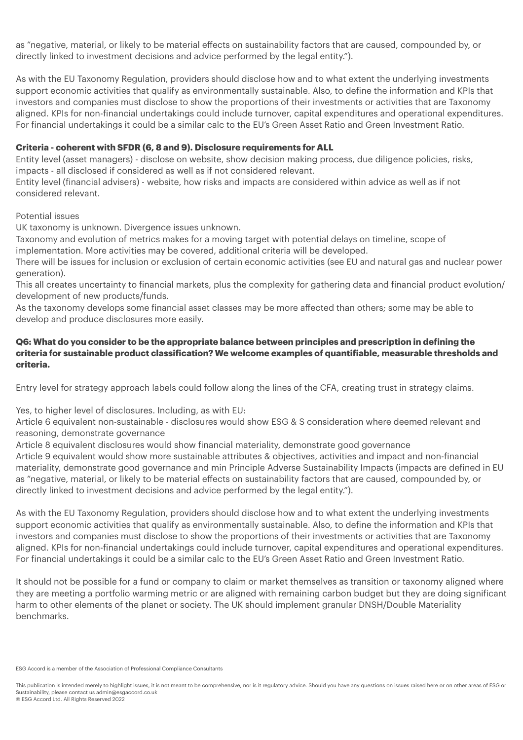as "negative, material, or likely to be material effects on sustainability factors that are caused, compounded by, or directly linked to investment decisions and advice performed by the legal entity.").

As with the EU Taxonomy Regulation, providers should disclose how and to what extent the underlying investments support economic activities that qualify as environmentally sustainable. Also, to define the information and KPIs that investors and companies must disclose to show the proportions of their investments or activities that are Taxonomy aligned. KPIs for non-financial undertakings could include turnover, capital expenditures and operational expenditures. For financial undertakings it could be a similar calc to the EU's Green Asset Ratio and Green Investment Ratio.

**Criteria - coherent with SFDR (6, 8 and 9). Disclosure requirements for ALL**

Entity level (asset managers) - disclose on website, show decision making process, due diligence policies, risks, impacts - all disclosed if considered as well as if not considered relevant.
Entity level (financial advisers) - website, how risks and impacts are considered within advice as well as if not considered relevant.

Potential issues

UK taxonomy is unknown. Divergence issues unknown.
Taxonomy and evolution of metrics makes for a moving target with potential delays on timeline, scope of implementation. More activities may be covered, additional criteria will be developed.
There will be issues for inclusion or exclusion of certain economic activities (see EU and natural gas and nuclear power generation).
This all creates uncertainty to financial markets, plus the complexity for gathering data and financial product evolution/ development of new products/funds.
As the taxonomy develops some financial asset classes may be more affected than others; some may be able to develop and produce disclosures more easily.

**Q6: What do you consider to be the appropriate balance between principles and prescription in defining the criteria for sustainable product classification? We welcome examples of quantifiable, measurable thresholds and criteria.**

Entry level for strategy approach labels could follow along the lines of the CFA, creating trust in strategy claims.

Yes, to higher level of disclosures. Including, as with EU:
Article 6 equivalent non-sustainable - disclosures would show ESG & S consideration where deemed relevant and reasoning, demonstrate governance
Article 8 equivalent disclosures would show financial materiality, demonstrate good governance
Article 9 equivalent would show more sustainable attributes & objectives, activities and impact and non-financial materiality, demonstrate good governance and min Principle Adverse Sustainability Impacts (impacts are defined in EU as "negative, material, or likely to be material effects on sustainability factors that are caused, compounded by, or directly linked to investment decisions and advice performed by the legal entity.").

As with the EU Taxonomy Regulation, providers should disclose how and to what extent the underlying investments support economic activities that qualify as environmentally sustainable. Also, to define the information and KPIs that investors and companies must disclose to show the proportions of their investments or activities that are Taxonomy aligned. KPIs for non-financial undertakings could include turnover, capital expenditures and operational expenditures. For financial undertakings it could be a similar calc to the EU's Green Asset Ratio and Green Investment Ratio.

It should not be possible for a fund or company to claim or market themselves as transition or taxonomy aligned where they are meeting a portfolio warming metric or are aligned with remaining carbon budget but they are doing significant harm to other elements of the planet or society. The UK should implement granular DNSH/Double Materiality benchmarks.

ESG Accord is a member of the Association of Professional Compliance Consultants

This publication is intended merely to highlight issues, it is not meant to be comprehensive, nor is it regulatory advice. Should you have any questions on issues raised here or on other areas of ESG or Sustainability, please contact us admin@esgaccord.co.uk
© ESG Accord Ltd. All Rights Reserved 2022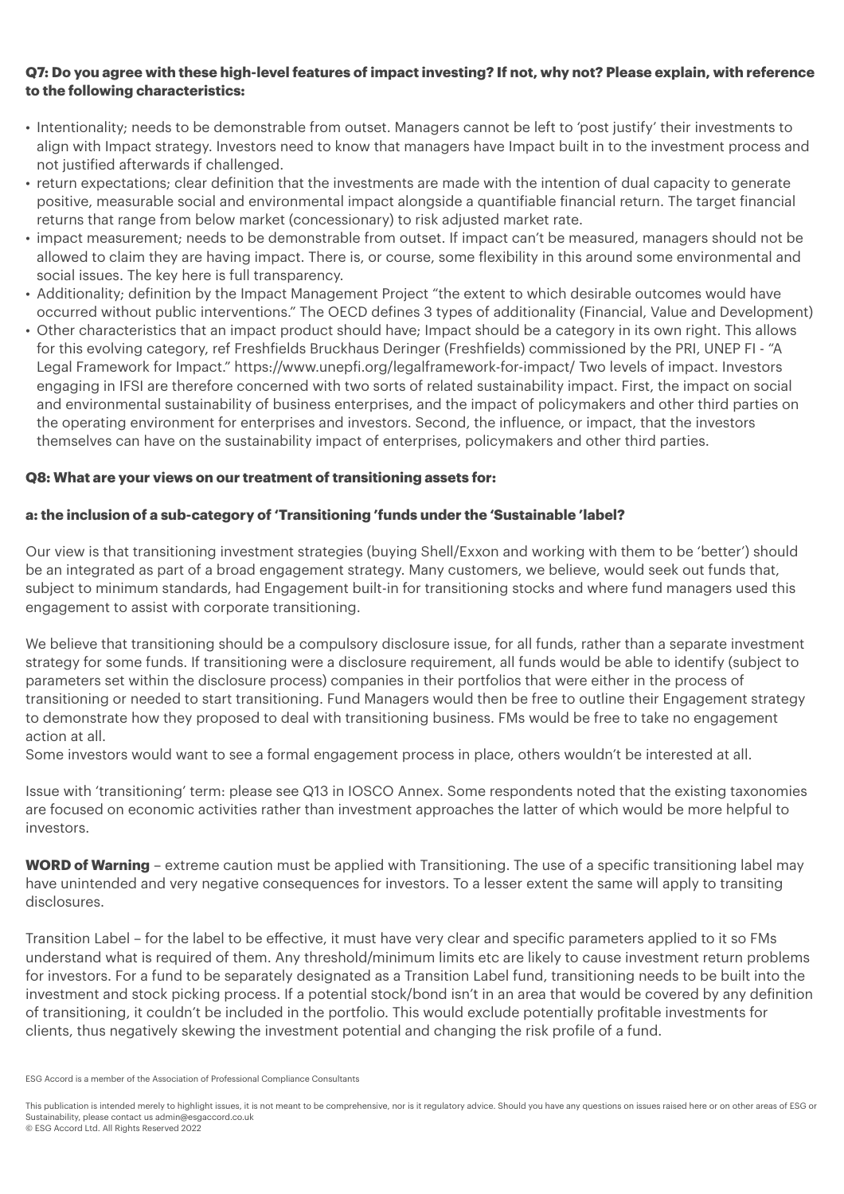**Q7: Do you agree with these high-level features of impact investing? If not, why not? Please explain, with reference to the following characteristics:**

- Intentionality; needs to be demonstrable from outset. Managers cannot be left to 'post justify' their investments to align with Impact strategy. Investors need to know that managers have Impact built in to the investment process and not justified afterwards if challenged.
- return expectations; clear definition that the investments are made with the intention of dual capacity to generate positive, measurable social and environmental impact alongside a quantifiable financial return. The target financial returns that range from below market (concessionary) to risk adjusted market rate.
- impact measurement; needs to be demonstrable from outset. If impact can't be measured, managers should not be allowed to claim they are having impact. There is, or course, some flexibility in this around some environmental and social issues. The key here is full transparency.
- Additionality; definition by the Impact Management Project "the extent to which desirable outcomes would have occurred without public interventions." The OECD defines 3 types of additionality (Financial, Value and Development)
- Other characteristics that an impact product should have; Impact should be a category in its own right. This allows for this evolving category, ref Freshfields Bruckhaus Deringer (Freshfields) commissioned by the PRI, UNEP FI - "A Legal Framework for Impact." https://www.unepfi.org/legalframework-for-impact/ Two levels of impact. Investors engaging in IFSI are therefore concerned with two sorts of related sustainability impact. First, the impact on social and environmental sustainability of business enterprises, and the impact of policymakers and other third parties on the operating environment for enterprises and investors. Second, the influence, or impact, that the investors themselves can have on the sustainability impact of enterprises, policymakers and other third parties.

**Q8: What are your views on our treatment of transitioning assets for:**

**a: the inclusion of a sub-category of 'Transitioning 'funds under the 'Sustainable 'label?**

Our view is that transitioning investment strategies (buying Shell/Exxon and working with them to be 'better') should be an integrated as part of a broad engagement strategy. Many customers, we believe, would seek out funds that, subject to minimum standards, had Engagement built-in for transitioning stocks and where fund managers used this engagement to assist with corporate transitioning.

We believe that transitioning should be a compulsory disclosure issue, for all funds, rather than a separate investment strategy for some funds. If transitioning were a disclosure requirement, all funds would be able to identify (subject to parameters set within the disclosure process) companies in their portfolios that were either in the process of transitioning or needed to start transitioning. Fund Managers would then be free to outline their Engagement strategy to demonstrate how they proposed to deal with transitioning business. FMs would be free to take no engagement action at all.
Some investors would want to see a formal engagement process in place, others wouldn't be interested at all.

Issue with 'transitioning' term: please see Q13 in IOSCO Annex. Some respondents noted that the existing taxonomies are focused on economic activities rather than investment approaches the latter of which would be more helpful to investors.

**WORD of Warning** – extreme caution must be applied with Transitioning. The use of a specific transitioning label may have unintended and very negative consequences for investors. To a lesser extent the same will apply to transiting disclosures.

Transition Label – for the label to be effective, it must have very clear and specific parameters applied to it so FMs understand what is required of them. Any threshold/minimum limits etc are likely to cause investment return problems for investors. For a fund to be separately designated as a Transition Label fund, transitioning needs to be built into the investment and stock picking process. If a potential stock/bond isn't in an area that would be covered by any definition of transitioning, it couldn't be included in the portfolio. This would exclude potentially profitable investments for clients, thus negatively skewing the investment potential and changing the risk profile of a fund.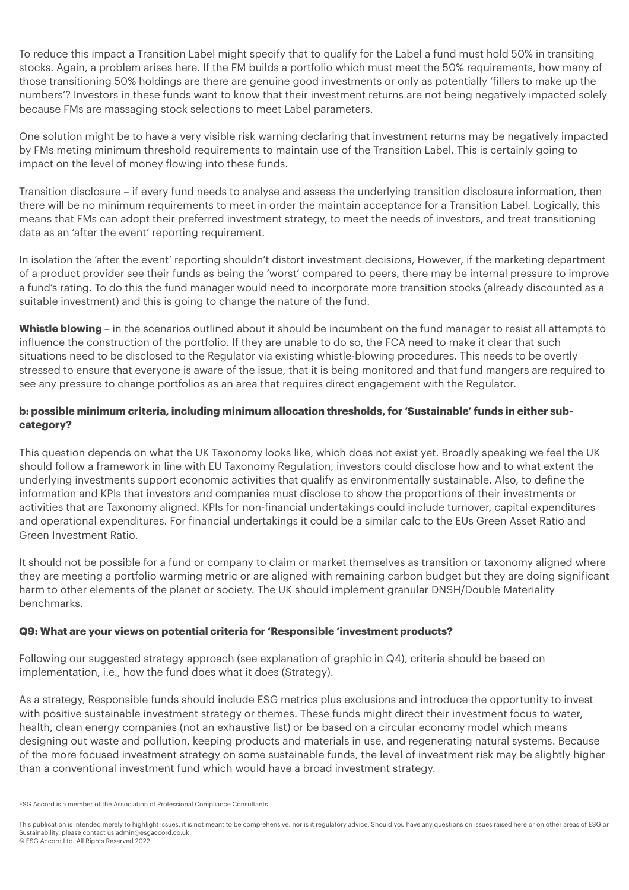To reduce this impact a Transition Label might specify that to qualify for the Label a fund must hold 50% in transiting stocks. Again, a problem arises here. If the FM builds a portfolio which must meet the 50% requirements, how many of those transitioning 50% holdings are there are genuine good investments or only as potentially 'fillers to make up the numbers'? Investors in these funds want to know that their investment returns are not being negatively impacted solely because FMs are massaging stock selections to meet Label parameters.

One solution might be to have a very visible risk warning declaring that investment returns may be negatively impacted by FMs meting minimum threshold requirements to maintain use of the Transition Label. This is certainly going to impact on the level of money flowing into these funds.

Transition disclosure – if every fund needs to analyse and assess the underlying transition disclosure information, then there will be no minimum requirements to meet in order the maintain acceptance for a Transition Label. Logically, this means that FMs can adopt their preferred investment strategy, to meet the needs of investors, and treat transitioning data as an 'after the event' reporting requirement.

In isolation the 'after the event' reporting shouldn't distort investment decisions, However, if the marketing department of a product provider see their funds as being the 'worst' compared to peers, there may be internal pressure to improve a fund's rating. To do this the fund manager would need to incorporate more transition stocks (already discounted as a suitable investment) and this is going to change the nature of the fund.

**Whistle blowing** – in the scenarios outlined about it should be incumbent on the fund manager to resist all attempts to influence the construction of the portfolio. If they are unable to do so, the FCA need to make it clear that such situations need to be disclosed to the Regulator via existing whistle-blowing procedures. This needs to be overtly stressed to ensure that everyone is aware of the issue, that it is being monitored and that fund mangers are required to see any pressure to change portfolios as an area that requires direct engagement with the Regulator.

**b: possible minimum criteria, including minimum allocation thresholds, for 'Sustainable' funds in either sub-category?**

This question depends on what the UK Taxonomy looks like, which does not exist yet. Broadly speaking we feel the UK should follow a framework in line with EU Taxonomy Regulation, investors could disclose how and to what extent the underlying investments support economic activities that qualify as environmentally sustainable. Also, to define the information and KPIs that investors and companies must disclose to show the proportions of their investments or activities that are Taxonomy aligned. KPIs for non-financial undertakings could include turnover, capital expenditures and operational expenditures. For financial undertakings it could be a similar calc to the EUs Green Asset Ratio and Green Investment Ratio.

It should not be possible for a fund or company to claim or market themselves as transition or taxonomy aligned where they are meeting a portfolio warming metric or are aligned with remaining carbon budget but they are doing significant harm to other elements of the planet or society. The UK should implement granular DNSH/Double Materiality benchmarks.

**Q9: What are your views on potential criteria for 'Responsible 'investment products?**

Following our suggested strategy approach (see explanation of graphic in Q4), criteria should be based on implementation, i.e., how the fund does what it does (Strategy).

As a strategy, Responsible funds should include ESG metrics plus exclusions and introduce the opportunity to invest with positive sustainable investment strategy or themes. These funds might direct their investment focus to water, health, clean energy companies (not an exhaustive list) or be based on a circular economy model which means designing out waste and pollution, keeping products and materials in use, and regenerating natural systems. Because of the more focused investment strategy on some sustainable funds, the level of investment risk may be slightly higher than a conventional investment fund which would have a broad investment strategy.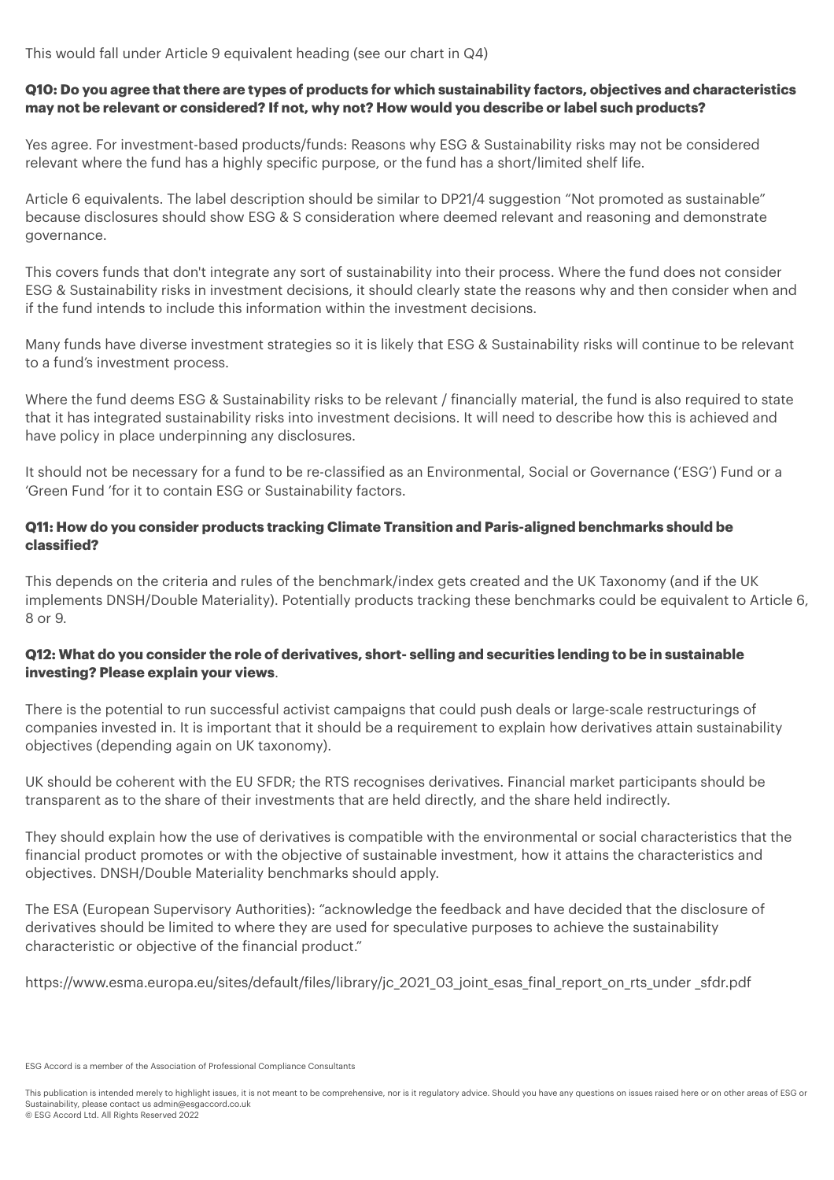This would fall under Article 9 equivalent heading (see our chart in Q4)

**Q10: Do you agree that there are types of products for which sustainability factors, objectives and characteristics may not be relevant or considered? If not, why not? How would you describe or label such products?**

Yes agree. For investment-based products/funds: Reasons why ESG & Sustainability risks may not be considered relevant where the fund has a highly specific purpose, or the fund has a short/limited shelf life.

Article 6 equivalents. The label description should be similar to DP21/4 suggestion "Not promoted as sustainable" because disclosures should show ESG & S consideration where deemed relevant and reasoning and demonstrate governance.

This covers funds that don't integrate any sort of sustainability into their process. Where the fund does not consider ESG & Sustainability risks in investment decisions, it should clearly state the reasons why and then consider when and if the fund intends to include this information within the investment decisions.

Many funds have diverse investment strategies so it is likely that ESG & Sustainability risks will continue to be relevant to a fund's investment process.

Where the fund deems ESG & Sustainability risks to be relevant / financially material, the fund is also required to state that it has integrated sustainability risks into investment decisions. It will need to describe how this is achieved and have policy in place underpinning any disclosures.

It should not be necessary for a fund to be re-classified as an Environmental, Social or Governance ('ESG') Fund or a 'Green Fund 'for it to contain ESG or Sustainability factors.

**Q11: How do you consider products tracking Climate Transition and Paris-aligned benchmarks should be classified?**

This depends on the criteria and rules of the benchmark/index gets created and the UK Taxonomy (and if the UK implements DNSH/Double Materiality). Potentially products tracking these benchmarks could be equivalent to Article 6, 8 or 9.

**Q12: What do you consider the role of derivatives, short- selling and securities lending to be in sustainable investing? Please explain your views**.

There is the potential to run successful activist campaigns that could push deals or large-scale restructurings of companies invested in. It is important that it should be a requirement to explain how derivatives attain sustainability objectives (depending again on UK taxonomy).

UK should be coherent with the EU SFDR; the RTS recognises derivatives. Financial market participants should be transparent as to the share of their investments that are held directly, and the share held indirectly.

They should explain how the use of derivatives is compatible with the environmental or social characteristics that the financial product promotes or with the objective of sustainable investment, how it attains the characteristics and objectives. DNSH/Double Materiality benchmarks should apply.

The ESA (European Supervisory Authorities): "acknowledge the feedback and have decided that the disclosure of derivatives should be limited to where they are used for speculative purposes to achieve the sustainability characteristic or objective of the financial product."

https://www.esma.europa.eu/sites/default/files/library/jc_2021_03_joint_esas_final_report_on_rts_under _sfdr.pdf

ESG Accord is a member of the Association of Professional Compliance Consultants

This publication is intended merely to highlight issues, it is not meant to be comprehensive, nor is it regulatory advice. Should you have any questions on issues raised here or on other areas of ESG or Sustainability, please contact us admin@esgaccord.co.uk
© ESG Accord Ltd. All Rights Reserved 2022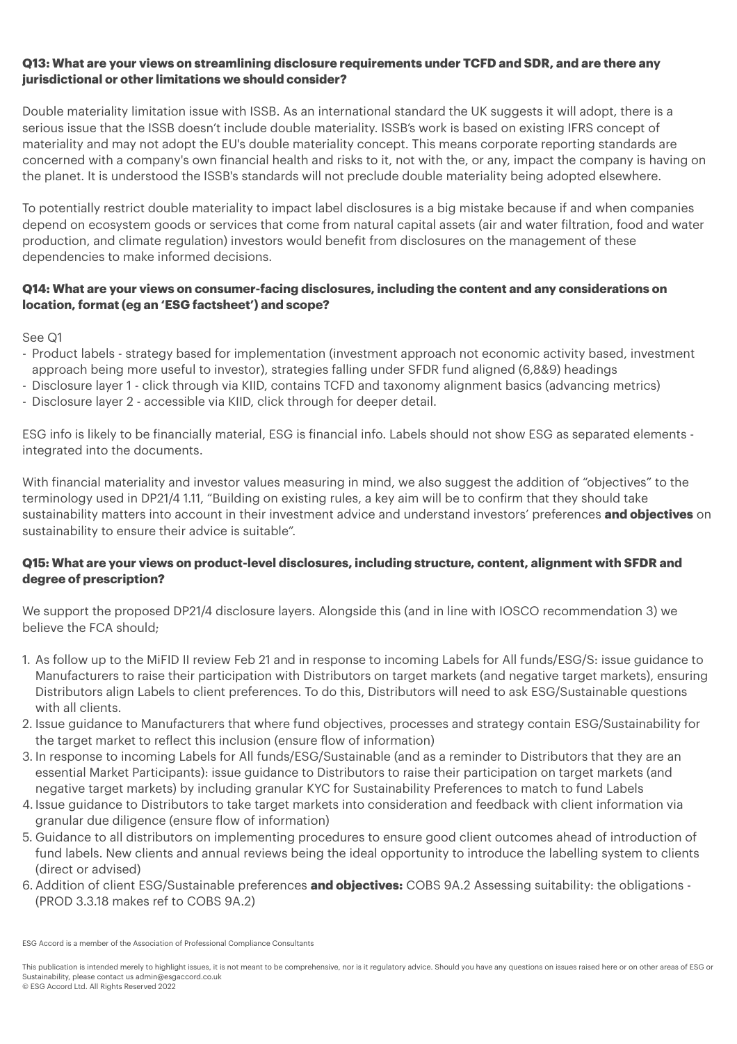**Q13: What are your views on streamlining disclosure requirements under TCFD and SDR, and are there any jurisdictional or other limitations we should consider?**

Double materiality limitation issue with ISSB. As an international standard the UK suggests it will adopt, there is a serious issue that the ISSB doesn't include double materiality. ISSB's work is based on existing IFRS concept of materiality and may not adopt the EU's double materiality concept. This means corporate reporting standards are concerned with a company's own financial health and risks to it, not with the, or any, impact the company is having on the planet. It is understood the ISSB's standards will not preclude double materiality being adopted elsewhere.

To potentially restrict double materiality to impact label disclosures is a big mistake because if and when companies depend on ecosystem goods or services that come from natural capital assets (air and water filtration, food and water production, and climate regulation) investors would benefit from disclosures on the management of these dependencies to make informed decisions.

**Q14: What are your views on consumer-facing disclosures, including the content and any considerations on location, format (eg an 'ESG factsheet') and scope?**

See Q1

- Product labels - strategy based for implementation (investment approach not economic activity based, investment approach being more useful to investor), strategies falling under SFDR fund aligned (6,8&9) headings
- Disclosure layer 1 - click through via KIID, contains TCFD and taxonomy alignment basics (advancing metrics)
- Disclosure layer 2 - accessible via KIID, click through for deeper detail.

ESG info is likely to be financially material, ESG is financial info. Labels should not show ESG as separated elements - integrated into the documents.

With financial materiality and investor values measuring in mind, we also suggest the addition of "objectives" to the terminology used in DP21/4 1.11, "Building on existing rules, a key aim will be to confirm that they should take sustainability matters into account in their investment advice and understand investors' preferences **and objectives** on sustainability to ensure their advice is suitable".

**Q15: What are your views on product-level disclosures, including structure, content, alignment with SFDR and degree of prescription?**

We support the proposed DP21/4 disclosure layers. Alongside this (and in line with IOSCO recommendation 3) we believe the FCA should;

1. As follow up to the MiFID II review Feb 21 and in response to incoming Labels for All funds/ESG/S: issue guidance to Manufacturers to raise their participation with Distributors on target markets (and negative target markets), ensuring Distributors align Labels to client preferences. To do this, Distributors will need to ask ESG/Sustainable questions with all clients.
2. Issue guidance to Manufacturers that where fund objectives, processes and strategy contain ESG/Sustainability for the target market to reflect this inclusion (ensure flow of information)
3. In response to incoming Labels for All funds/ESG/Sustainable (and as a reminder to Distributors that they are an essential Market Participants): issue guidance to Distributors to raise their participation on target markets (and negative target markets) by including granular KYC for Sustainability Preferences to match to fund Labels
4. Issue guidance to Distributors to take target markets into consideration and feedback with client information via granular due diligence (ensure flow of information)
5. Guidance to all distributors on implementing procedures to ensure good client outcomes ahead of introduction of fund labels. New clients and annual reviews being the ideal opportunity to introduce the labelling system to clients (direct or advised)
6. Addition of client ESG/Sustainable preferences **and objectives:** COBS 9A.2 Assessing suitability: the obligations - (PROD 3.3.18 makes ref to COBS 9A.2)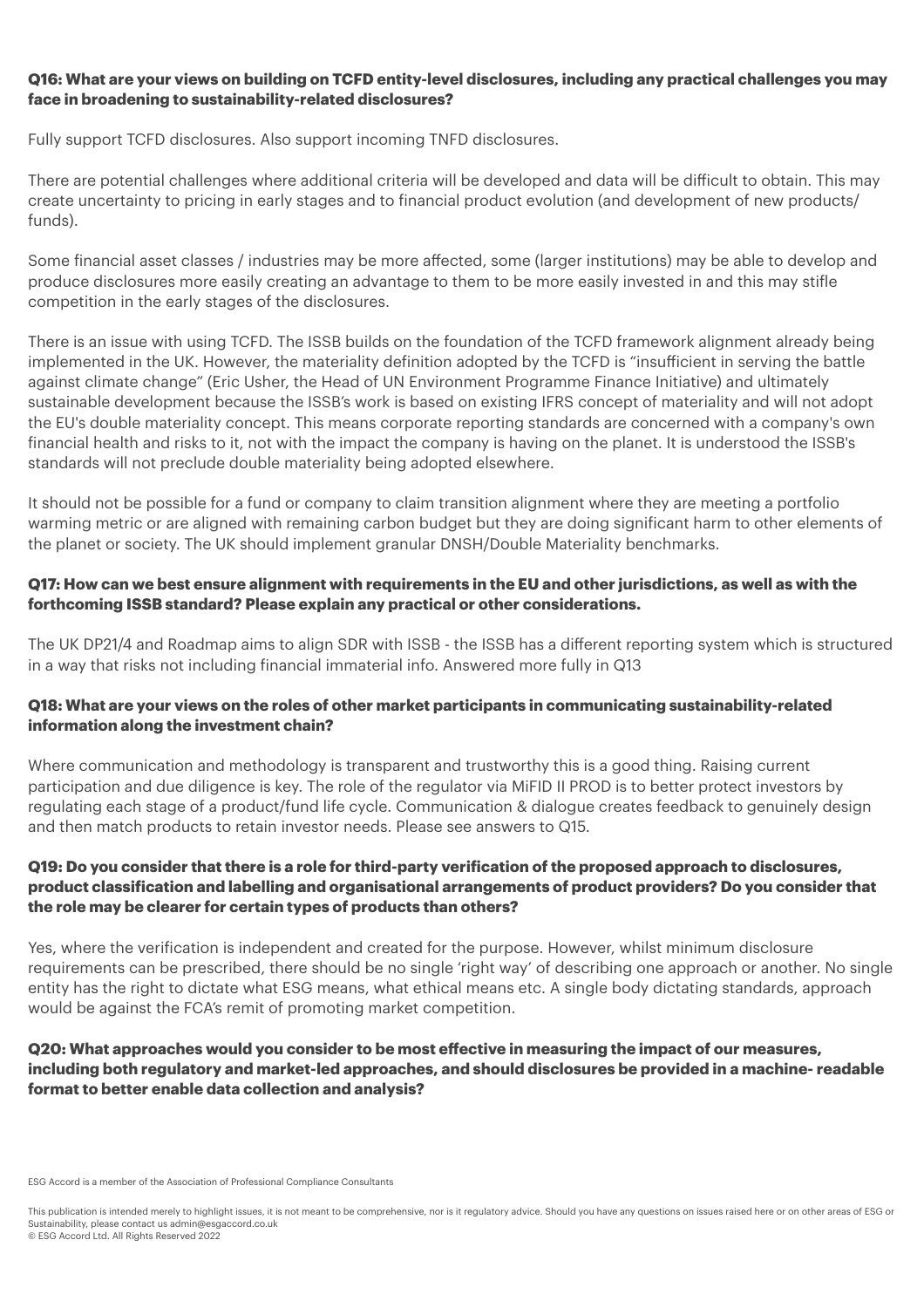**Q16: What are your views on building on TCFD entity-level disclosures, including any practical challenges you may face in broadening to sustainability-related disclosures?**

Fully support TCFD disclosures. Also support incoming TNFD disclosures.

There are potential challenges where additional criteria will be developed and data will be difficult to obtain. This may create uncertainty to pricing in early stages and to financial product evolution (and development of new products/ funds).

Some financial asset classes / industries may be more affected, some (larger institutions) may be able to develop and produce disclosures more easily creating an advantage to them to be more easily invested in and this may stifle competition in the early stages of the disclosures.

There is an issue with using TCFD. The ISSB builds on the foundation of the TCFD framework alignment already being implemented in the UK. However, the materiality definition adopted by the TCFD is "insufficient in serving the battle against climate change" (Eric Usher, the Head of UN Environment Programme Finance Initiative) and ultimately sustainable development because the ISSB's work is based on existing IFRS concept of materiality and will not adopt the EU's double materiality concept. This means corporate reporting standards are concerned with a company's own financial health and risks to it, not with the impact the company is having on the planet. It is understood the ISSB's standards will not preclude double materiality being adopted elsewhere.

It should not be possible for a fund or company to claim transition alignment where they are meeting a portfolio warming metric or are aligned with remaining carbon budget but they are doing significant harm to other elements of the planet or society. The UK should implement granular DNSH/Double Materiality benchmarks.

**Q17: How can we best ensure alignment with requirements in the EU and other jurisdictions, as well as with the forthcoming ISSB standard? Please explain any practical or other considerations.**

The UK DP21/4 and Roadmap aims to align SDR with ISSB - the ISSB has a different reporting system which is structured in a way that risks not including financial immaterial info. Answered more fully in Q13

**Q18: What are your views on the roles of other market participants in communicating sustainability-related information along the investment chain?**

Where communication and methodology is transparent and trustworthy this is a good thing. Raising current participation and due diligence is key. The role of the regulator via MiFID II PROD is to better protect investors by regulating each stage of a product/fund life cycle. Communication & dialogue creates feedback to genuinely design and then match products to retain investor needs. Please see answers to Q15.

**Q19: Do you consider that there is a role for third-party verification of the proposed approach to disclosures, product classification and labelling and organisational arrangements of product providers? Do you consider that the role may be clearer for certain types of products than others?**

Yes, where the verification is independent and created for the purpose. However, whilst minimum disclosure requirements can be prescribed, there should be no single 'right way' of describing one approach or another. No single entity has the right to dictate what ESG means, what ethical means etc. A single body dictating standards, approach would be against the FCA's remit of promoting market competition.

**Q20: What approaches would you consider to be most effective in measuring the impact of our measures, including both regulatory and market-led approaches, and should disclosures be provided in a machine- readable format to better enable data collection and analysis?**

ESG Accord is a member of the Association of Professional Compliance Consultants

This publication is intended merely to highlight issues, it is not meant to be comprehensive, nor is it regulatory advice. Should you have any questions on issues raised here or on other areas of ESG or Sustainability, please contact us admin@esgaccord.co.uk
© ESG Accord Ltd. All Rights Reserved 2022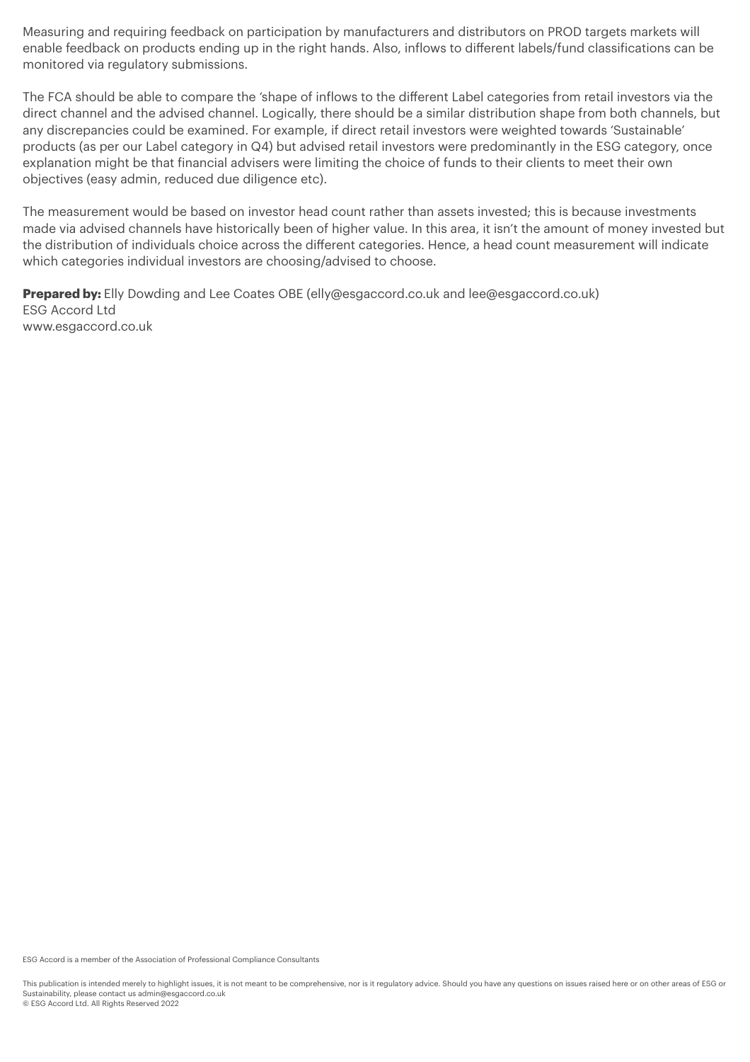Measuring and requiring feedback on participation by manufacturers and distributors on PROD targets markets will enable feedback on products ending up in the right hands. Also, inflows to different labels/fund classifications can be monitored via regulatory submissions.

The FCA should be able to compare the 'shape of inflows to the different Label categories from retail investors via the direct channel and the advised channel. Logically, there should be a similar distribution shape from both channels, but any discrepancies could be examined. For example, if direct retail investors were weighted towards 'Sustainable' products (as per our Label category in Q4) but advised retail investors were predominantly in the ESG category, once explanation might be that financial advisers were limiting the choice of funds to their clients to meet their own objectives (easy admin, reduced due diligence etc).

The measurement would be based on investor head count rather than assets invested; this is because investments made via advised channels have historically been of higher value. In this area, it isn't the amount of money invested but the distribution of individuals choice across the different categories. Hence, a head count measurement will indicate which categories individual investors are choosing/advised to choose.

**Prepared by:** Elly Dowding and Lee Coates OBE (elly@esgaccord.co.uk and lee@esgaccord.co.uk)
ESG Accord Ltd
www.esgaccord.co.uk

ESG Accord is a member of the Association of Professional Compliance Consultants

This publication is intended merely to highlight issues, it is not meant to be comprehensive, nor is it regulatory advice. Should you have any questions on issues raised here or on other areas of ESG or Sustainability, please contact us admin@esgaccord.co.uk
© ESG Accord Ltd. All Rights Reserved 2022